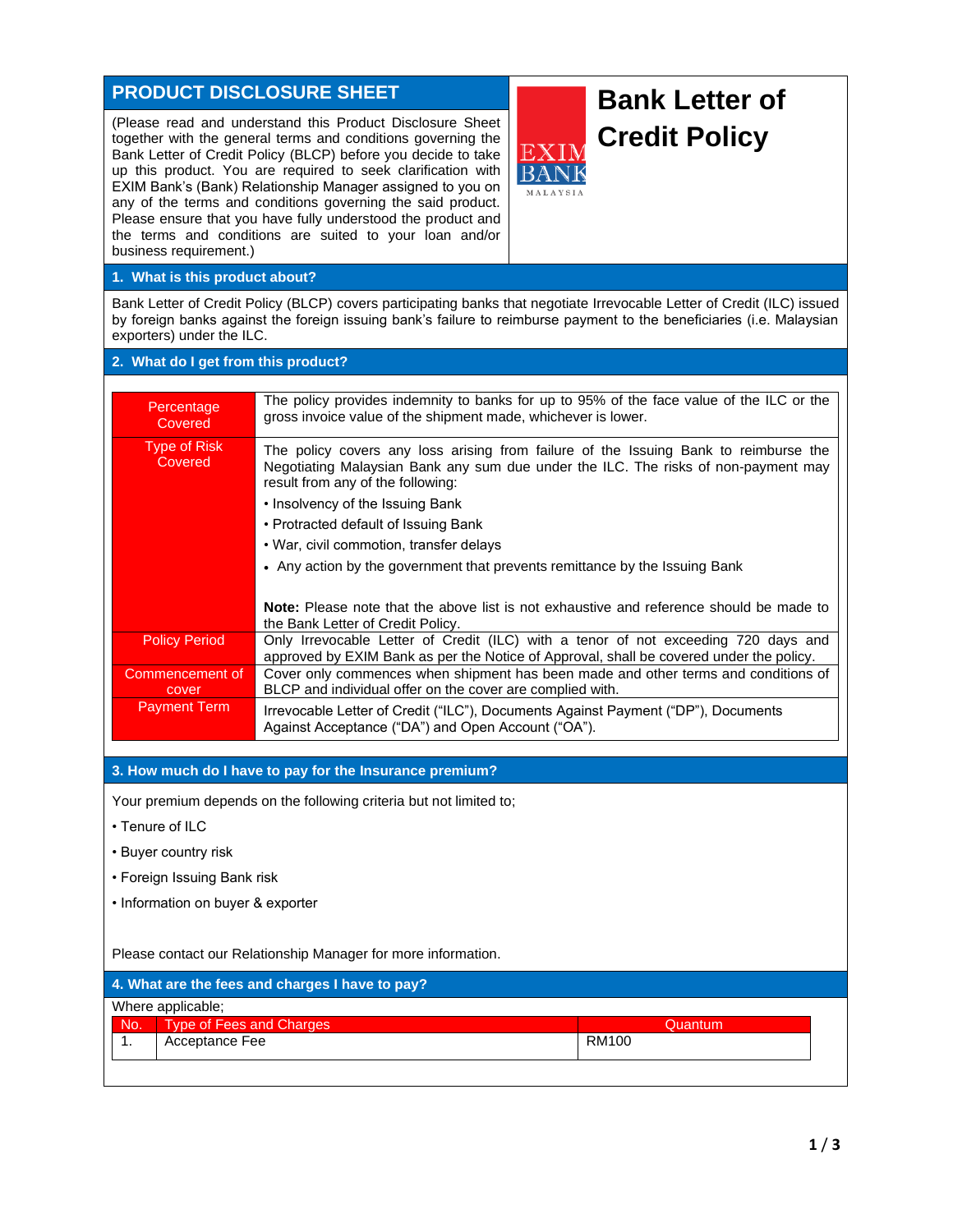# PRODUCT DISCLOSURE SHEET

(Please read and understand this Product Disclosure Sheet together with the general terms and conditions governing the Bank Letter of Credit Policy (BLCP) before you decide to take up this product. You are required to seek clarification with EXIM Bank's (Bank) Relationship Manager assigned to you on any of the terms and conditions governing the said product. Please ensure that you have fully understood the product and the terms and conditions are suited to your loan and/or business requirement.)

# Bank Letter of Credit Policy

EXIM BANK MALAYSIA

## 1. What is this product about?

Bank Letter of Credit Policy (BLCP) covers participating banks that negotiate Irrevocable Letter of Credit (ILC) issued by foreign banks against the foreign issuing bank's failure to reimburse payment to the beneficiaries (i.e. Malaysian exporters) under the ILC.

## 2. What do I get from this product?

| | |
|---|---|
| Percentage Covered | The policy provides indemnity to banks for up to 95% of the face value of the ILC or the gross invoice value of the shipment made, whichever is lower. |
| Type of Risk Covered | The policy covers any loss arising from failure of the Issuing Bank to reimburse the Negotiating Malaysian Bank any sum due under the ILC. The risks of non-payment may result from any of the following:<br>• Insolvency of the Issuing Bank<br>• Protracted default of Issuing Bank<br>• War, civil commotion, transfer delays<br>• Any action by the government that prevents remittance by the Issuing Bank<br><br>**Note:** Please note that the above list is not exhaustive and reference should be made to the Bank Letter of Credit Policy. |
| Policy Period | Only Irrevocable Letter of Credit (ILC) with a tenor of not exceeding 720 days and approved by EXIM Bank as per the Notice of Approval, shall be covered under the policy. |
| Commencement of cover | Cover only commences when shipment has been made and other terms and conditions of BLCP and individual offer on the cover are complied with. |
| Payment Term | Irrevocable Letter of Credit ("ILC"), Documents Against Payment ("DP"), Documents Against Acceptance ("DA") and Open Account ("OA"). |

## 3. How much do I have to pay for the Insurance premium?

Your premium depends on the following criteria but not limited to;

- Tenure of ILC
- Buyer country risk
- Foreign Issuing Bank risk
- Information on buyer & exporter

Please contact our Relationship Manager for more information.

## 4. What are the fees and charges I have to pay?

Where applicable;

| No. | Type of Fees and Charges | Quantum |
|---|---|---|
| 1. | Acceptance Fee | RM100 |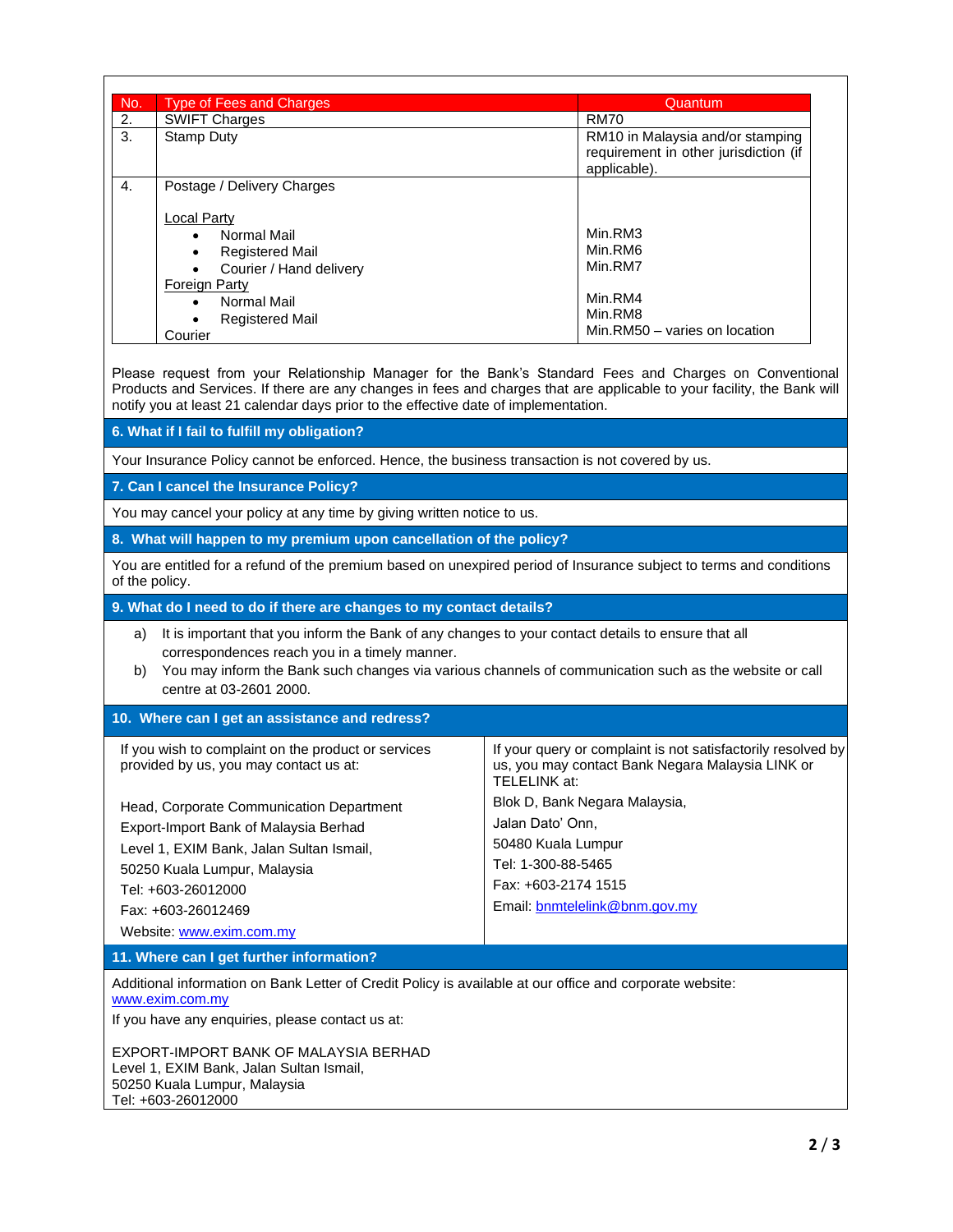| No. | Type of Fees and Charges | Quantum |
|---|---|---|
| 2. | SWIFT Charges | RM70 |
| 3. | Stamp Duty | RM10 in Malaysia and/or stamping requirement in other jurisdiction (if applicable). |
| 4. | Postage / Delivery Charges<br><br>Local Party<br>• Normal Mail<br>• Registered Mail<br>• Courier / Hand delivery<br>Foreign Party<br>• Normal Mail<br>• Registered Mail<br>Courier | <br><br><br>Min.RM3<br>Min.RM6<br>Min.RM7<br><br>Min.RM4<br>Min.RM8<br>Min.RM50 – varies on location |

Please request from your Relationship Manager for the Bank's Standard Fees and Charges on Conventional Products and Services. If there are any changes in fees and charges that are applicable to your facility, the Bank will notify you at least 21 calendar days prior to the effective date of implementation.

## 6. What if I fail to fulfill my obligation?

Your Insurance Policy cannot be enforced. Hence, the business transaction is not covered by us.

## 7. Can I cancel the Insurance Policy?

You may cancel your policy at any time by giving written notice to us.

## 8. What will happen to my premium upon cancellation of the policy?

You are entitled for a refund of the premium based on unexpired period of Insurance subject to terms and conditions of the policy.

## 9. What do I need to do if there are changes to my contact details?

a) It is important that you inform the Bank of any changes to your contact details to ensure that all correspondences reach you in a timely manner.

b) You may inform the Bank such changes via various channels of communication such as the website or call centre at 03-2601 2000.

## 10. Where can I get an assistance and redress?

If you wish to complaint on the product or services provided by us, you may contact us at:

Head, Corporate Communication Department
Export-Import Bank of Malaysia Berhad
Level 1, EXIM Bank, Jalan Sultan Ismail,
50250 Kuala Lumpur, Malaysia
Tel: +603-26012000
Fax: +603-26012469
Website: www.exim.com.my

If your query or complaint is not satisfactorily resolved by us, you may contact Bank Negara Malaysia LINK or TELELINK at:

Blok D, Bank Negara Malaysia,
Jalan Dato' Onn,
50480 Kuala Lumpur
Tel: 1-300-88-5465
Fax: +603-2174 1515
Email: bnmtelelink@bnm.gov.my

## 11. Where can I get further information?

Additional information on Bank Letter of Credit Policy is available at our office and corporate website: www.exim.com.my

If you have any enquiries, please contact us at:

EXPORT-IMPORT BANK OF MALAYSIA BERHAD
Level 1, EXIM Bank, Jalan Sultan Ismail,
50250 Kuala Lumpur, Malaysia
Tel: +603-26012000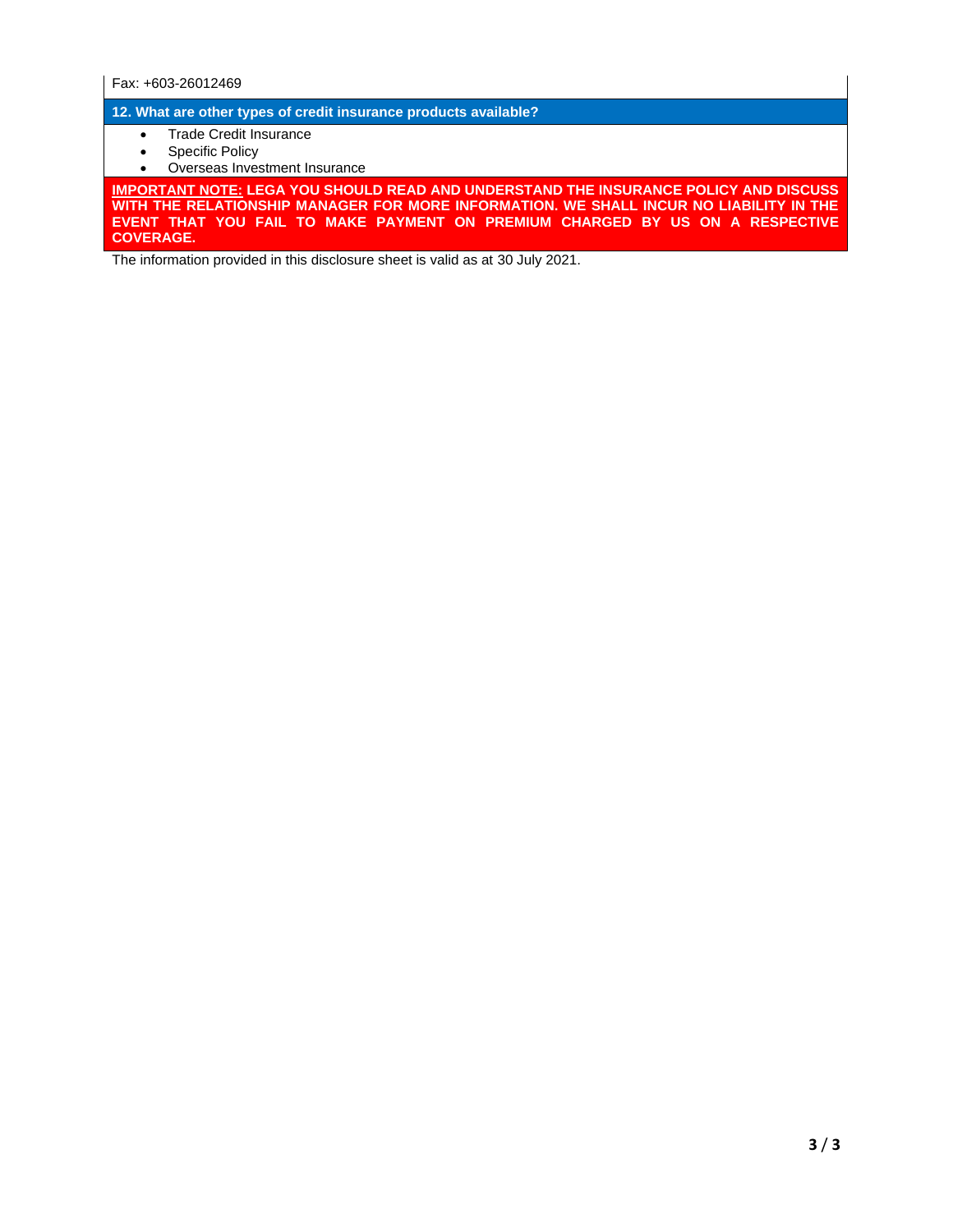Fax: +603-26012469

**12. What are other types of credit insurance products available?**

- Trade Credit Insurance
- Specific Policy
- Overseas Investment Insurance

**IMPORTANT NOTE: LEGA YOU SHOULD READ AND UNDERSTAND THE INSURANCE POLICY AND DISCUSS WITH THE RELATIONSHIP MANAGER FOR MORE INFORMATION. WE SHALL INCUR NO LIABILITY IN THE EVENT THAT YOU FAIL TO MAKE PAYMENT ON PREMIUM CHARGED BY US ON A RESPECTIVE COVERAGE.**

The information provided in this disclosure sheet is valid as at 30 July 2021.